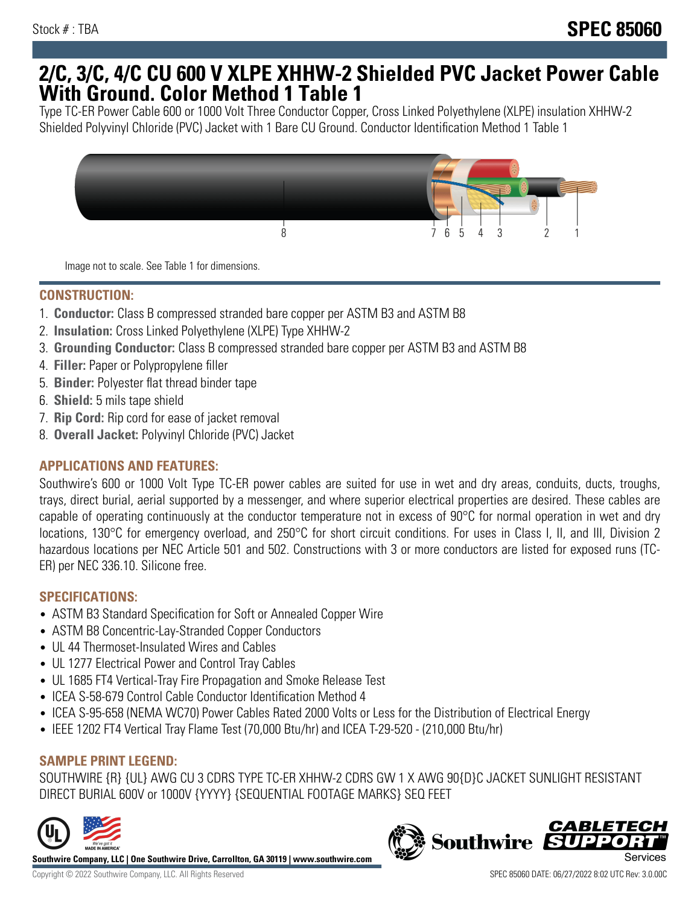Stock # : TBA

# SPEC 85060

## 2/C, 3/C, 4/C CU 600 V XLPE XHHW-2 Shielded PVC Jacket Power Cable With Ground. Color Method 1 Table 1

Type TC-ER Power Cable 600 or 1000 Volt Three Conductor Copper, Cross Linked Polyethylene (XLPE) insulation XHHW-2 Shielded Polyvinyl Chloride (PVC) Jacket with 1 Bare CU Ground. Conductor Identification Method 1 Table 1

8 7 6 5 4 3 2 1

Image not to scale. See Table 1 for dimensions.

### CONSTRUCTION:

1. **Conductor:** Class B compressed stranded bare copper per ASTM B3 and ASTM B8
2. **Insulation:** Cross Linked Polyethylene (XLPE) Type XHHW-2
3. **Grounding Conductor:** Class B compressed stranded bare copper per ASTM B3 and ASTM B8
4. **Filler:** Paper or Polypropylene filler
5. **Binder:** Polyester flat thread binder tape
6. **Shield:** 5 mils tape shield
7. **Rip Cord:** Rip cord for ease of jacket removal
8. **Overall Jacket:** Polyvinyl Chloride (PVC) Jacket

### APPLICATIONS AND FEATURES:

Southwire's 600 or 1000 Volt Type TC-ER power cables are suited for use in wet and dry areas, conduits, ducts, troughs, trays, direct burial, aerial supported by a messenger, and where superior electrical properties are desired. These cables are capable of operating continuously at the conductor temperature not in excess of 90°C for normal operation in wet and dry locations, 130°C for emergency overload, and 250°C for short circuit conditions. For uses in Class I, II, and III, Division 2 hazardous locations per NEC Article 501 and 502. Constructions with 3 or more conductors are listed for exposed runs (TC-ER) per NEC 336.10. Silicone free.

### SPECIFICATIONS:

- ASTM B3 Standard Specification for Soft or Annealed Copper Wire
- ASTM B8 Concentric-Lay-Stranded Copper Conductors
- UL 44 Thermoset-Insulated Wires and Cables
- UL 1277 Electrical Power and Control Tray Cables
- UL 1685 FT4 Vertical-Tray Fire Propagation and Smoke Release Test
- ICEA S-58-679 Control Cable Conductor Identification Method 4
- ICEA S-95-658 (NEMA WC70) Power Cables Rated 2000 Volts or Less for the Distribution of Electrical Energy
- IEEE 1202 FT4 Vertical Tray Flame Test (70,000 Btu/hr) and ICEA T-29-520 - (210,000 Btu/hr)

### SAMPLE PRINT LEGEND:

SOUTHWIRE {R} {UL} AWG CU 3 CDRS TYPE TC-ER XHHW-2 CDRS GW 1 X AWG 90{D}C JACKET SUNLIGHT RESISTANT DIRECT BURIAL 600V or 1000V {YYYY} {SEQUENTIAL FOOTAGE MARKS} SEQ FEET

Southwire Company, LLC | One Southwire Drive, Carrollton, GA 30119 | www.southwire.com

Copyright © 2022 Southwire Company, LLC. All Rights Reserved

SPEC 85060 DATE: 06/27/2022 8:02 UTC Rev: 3.0.00C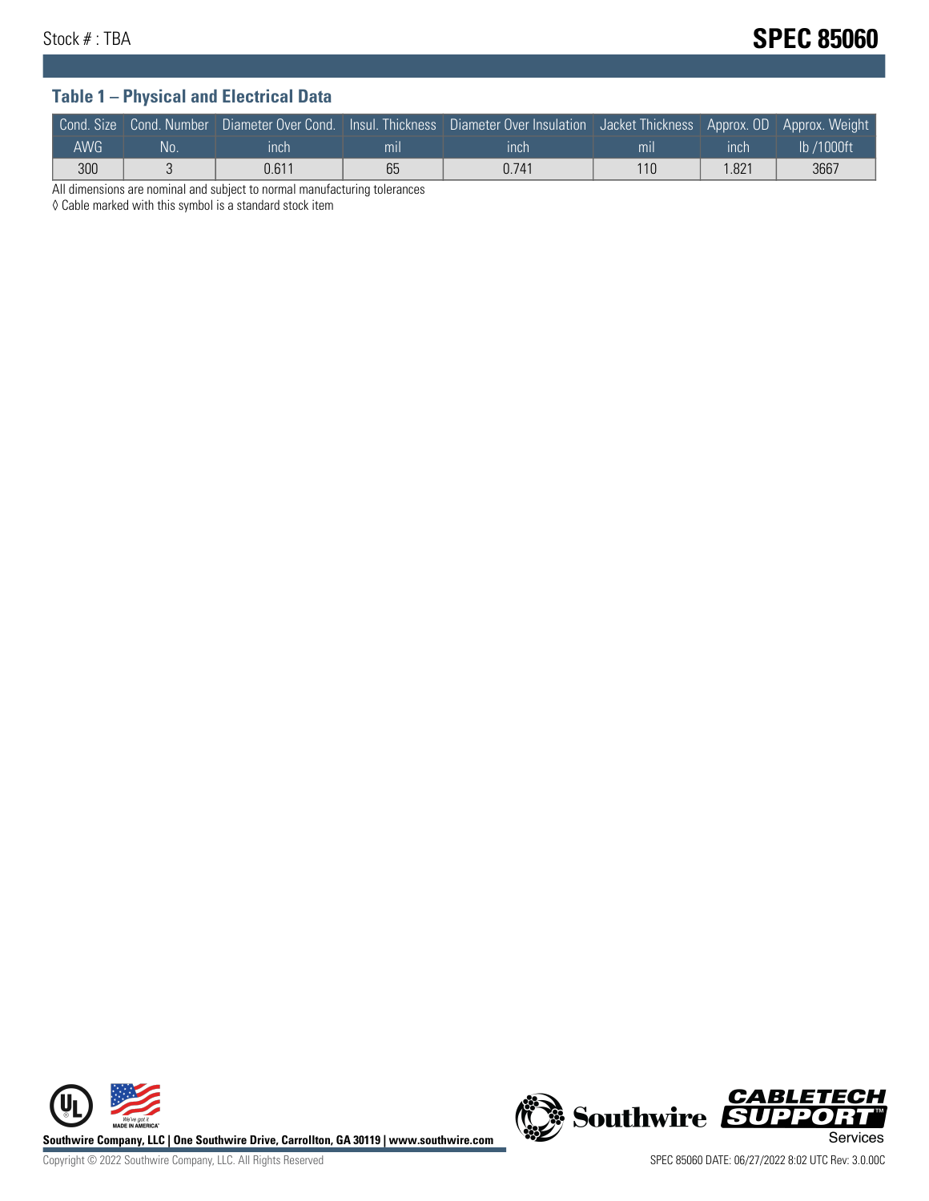## Table 1 – Physical and Electrical Data

| Cond. Size | Cond. Number | Diameter Over Cond. | Insul. Thickness | Diameter Over Insulation | Jacket Thickness | Approx. OD | Approx. Weight |
|---|---|---|---|---|---|---|---|
| AWG | No. | inch | mil | inch | mil | inch | lb /1000ft |
| 300 | 3 | 0.611 | 65 | 0.741 | 110 | 1.821 | 3667 |

All dimensions are nominal and subject to normal manufacturing tolerances

◊ Cable marked with this symbol is a standard stock item